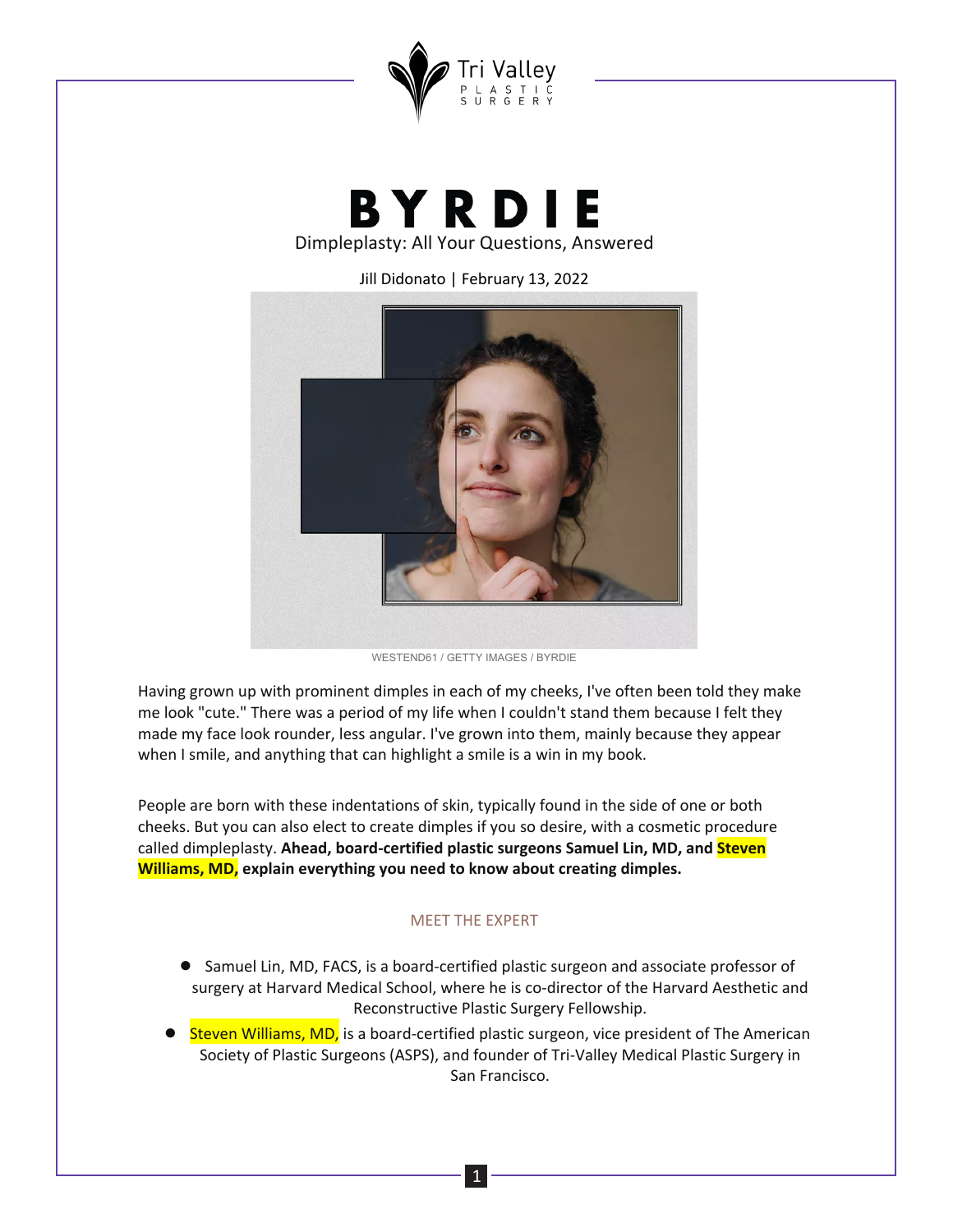Tri Valley PLASTIC SURGERY

# BYRDIE

## Dimpleplasty: All Your Questions, Answered

Jill Didonato | February 13, 2022

WESTEND61 / GETTY IMAGES / BYRDIE

Having grown up with prominent dimples in each of my cheeks, I've often been told they make me look "cute." There was a period of my life when I couldn't stand them because I felt they made my face look rounder, less angular. I've grown into them, mainly because they appear when I smile, and anything that can highlight a smile is a win in my book.

People are born with these indentations of skin, typically found in the side of one or both cheeks. But you can also elect to create dimples if you so desire, with a cosmetic procedure called dimpleplasty. **Ahead, board-certified plastic surgeons Samuel Lin, MD, and Steven Williams, MD, explain everything you need to know about creating dimples.**

MEET THE EXPERT

- Samuel Lin, MD, FACS, is a board-certified plastic surgeon and associate professor of surgery at Harvard Medical School, where he is co-director of the Harvard Aesthetic and Reconstructive Plastic Surgery Fellowship.
- Steven Williams, MD, is a board-certified plastic surgeon, vice president of The American Society of Plastic Surgeons (ASPS), and founder of Tri-Valley Medical Plastic Surgery in San Francisco.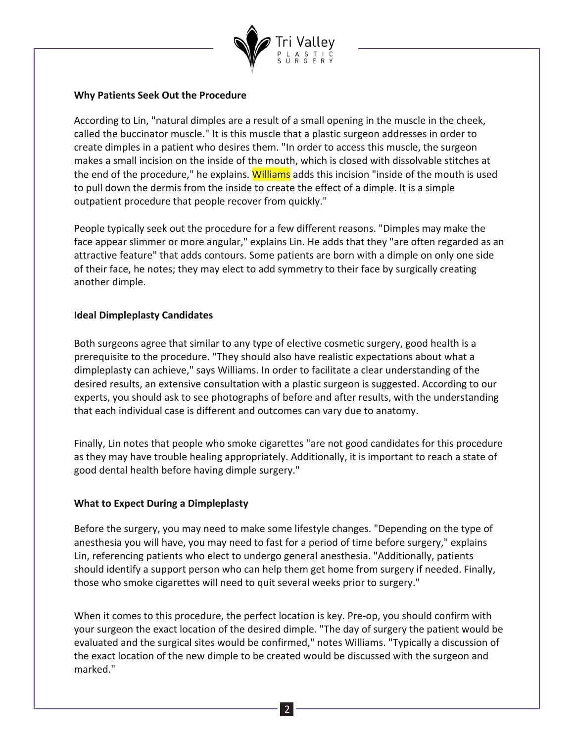## Why Patients Seek Out the Procedure

According to Lin, "natural dimples are a result of a small opening in the muscle in the cheek, called the buccinator muscle." It is this muscle that a plastic surgeon addresses in order to create dimples in a patient who desires them. "In order to access this muscle, the surgeon makes a small incision on the inside of the mouth, which is closed with dissolvable stitches at the end of the procedure," he explains. Williams adds this incision "inside of the mouth is used to pull down the dermis from the inside to create the effect of a dimple. It is a simple outpatient procedure that people recover from quickly."

People typically seek out the procedure for a few different reasons. "Dimples may make the face appear slimmer or more angular," explains Lin. He adds that they "are often regarded as an attractive feature" that adds contours. Some patients are born with a dimple on only one side of their face, he notes; they may elect to add symmetry to their face by surgically creating another dimple.

## Ideal Dimpleplasty Candidates

Both surgeons agree that similar to any type of elective cosmetic surgery, good health is a prerequisite to the procedure. "They should also have realistic expectations about what a dimpleplasty can achieve," says Williams. In order to facilitate a clear understanding of the desired results, an extensive consultation with a plastic surgeon is suggested. According to our experts, you should ask to see photographs of before and after results, with the understanding that each individual case is different and outcomes can vary due to anatomy.

Finally, Lin notes that people who smoke cigarettes "are not good candidates for this procedure as they may have trouble healing appropriately. Additionally, it is important to reach a state of good dental health before having dimple surgery."

## What to Expect During a Dimpleplasty

Before the surgery, you may need to make some lifestyle changes. "Depending on the type of anesthesia you will have, you may need to fast for a period of time before surgery," explains Lin, referencing patients who elect to undergo general anesthesia. "Additionally, patients should identify a support person who can help them get home from surgery if needed. Finally, those who smoke cigarettes will need to quit several weeks prior to surgery."

When it comes to this procedure, the perfect location is key. Pre-op, you should confirm with your surgeon the exact location of the desired dimple. "The day of surgery the patient would be evaluated and the surgical sites would be confirmed," notes Williams. "Typically a discussion of the exact location of the new dimple to be created would be discussed with the surgeon and marked."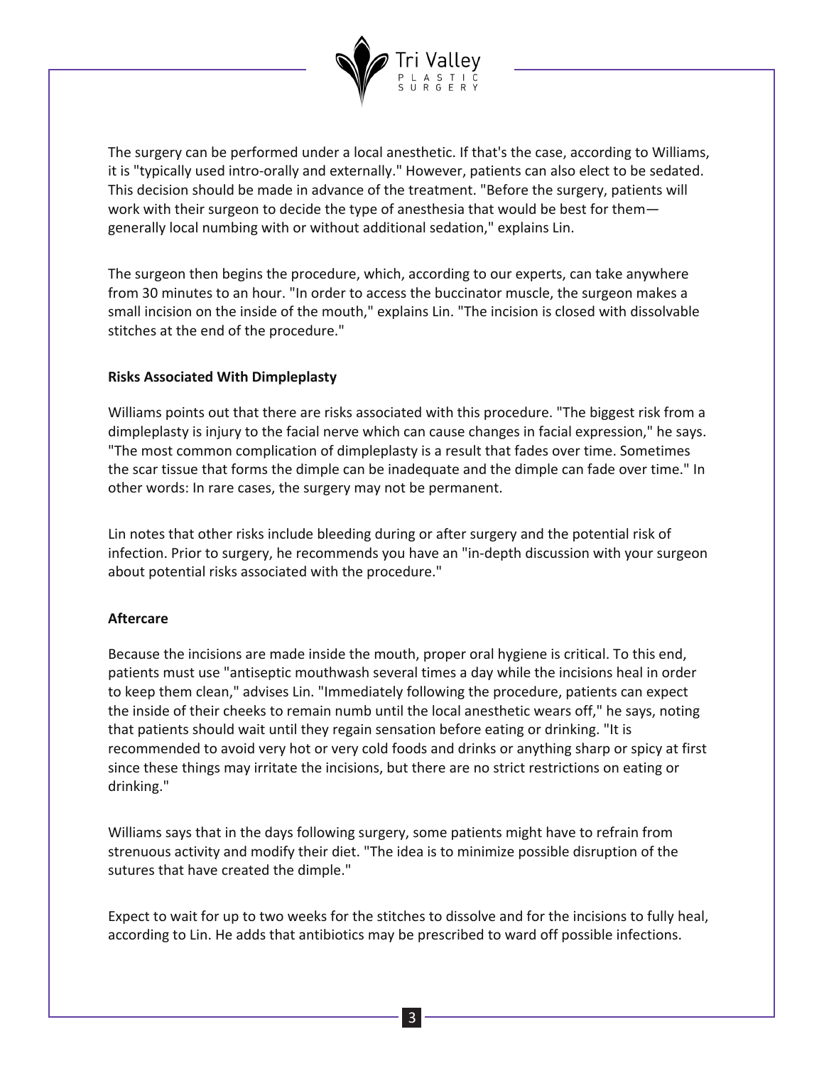The surgery can be performed under a local anesthetic. If that's the case, according to Williams, it is "typically used intro-orally and externally." However, patients can also elect to be sedated. This decision should be made in advance of the treatment. "Before the surgery, patients will work with their surgeon to decide the type of anesthesia that would be best for them—generally local numbing with or without additional sedation," explains Lin.

The surgeon then begins the procedure, which, according to our experts, can take anywhere from 30 minutes to an hour. "In order to access the buccinator muscle, the surgeon makes a small incision on the inside of the mouth," explains Lin. "The incision is closed with dissolvable stitches at the end of the procedure."

**Risks Associated With Dimpleplasty**

Williams points out that there are risks associated with this procedure. "The biggest risk from a dimpleplasty is injury to the facial nerve which can cause changes in facial expression," he says. "The most common complication of dimpleplasty is a result that fades over time. Sometimes the scar tissue that forms the dimple can be inadequate and the dimple can fade over time." In other words: In rare cases, the surgery may not be permanent.

Lin notes that other risks include bleeding during or after surgery and the potential risk of infection. Prior to surgery, he recommends you have an "in-depth discussion with your surgeon about potential risks associated with the procedure."

**Aftercare**

Because the incisions are made inside the mouth, proper oral hygiene is critical. To this end, patients must use "antiseptic mouthwash several times a day while the incisions heal in order to keep them clean," advises Lin. "Immediately following the procedure, patients can expect the inside of their cheeks to remain numb until the local anesthetic wears off," he says, noting that patients should wait until they regain sensation before eating or drinking. "It is recommended to avoid very hot or very cold foods and drinks or anything sharp or spicy at first since these things may irritate the incisions, but there are no strict restrictions on eating or drinking."

Williams says that in the days following surgery, some patients might have to refrain from strenuous activity and modify their diet. "The idea is to minimize possible disruption of the sutures that have created the dimple."

Expect to wait for up to two weeks for the stitches to dissolve and for the incisions to fully heal, according to Lin. He adds that antibiotics may be prescribed to ward off possible infections.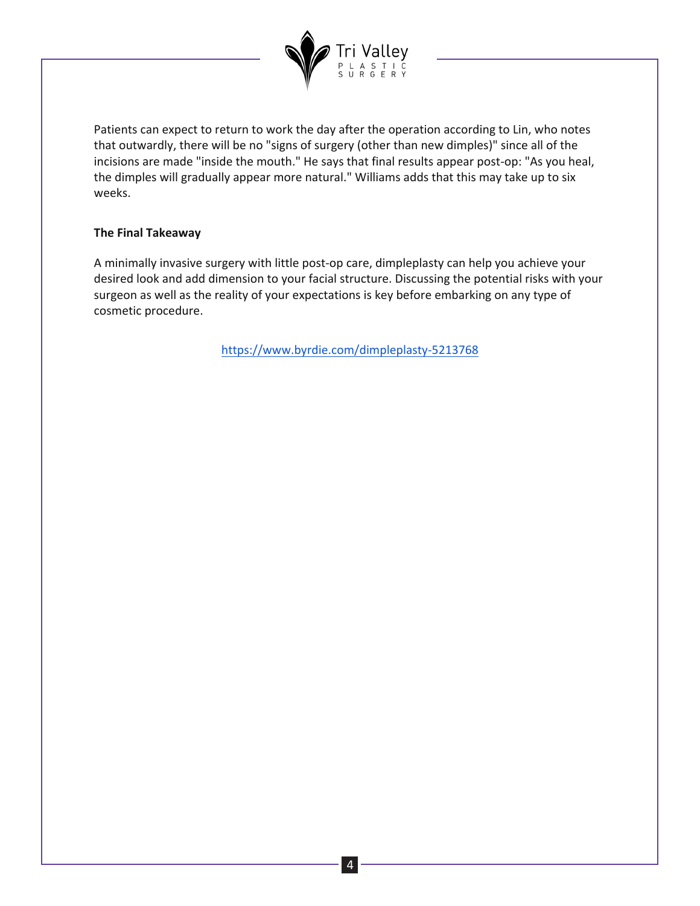Patients can expect to return to work the day after the operation according to Lin, who notes that outwardly, there will be no "signs of surgery (other than new dimples)" since all of the incisions are made "inside the mouth." He says that final results appear post-op: "As you heal, the dimples will gradually appear more natural." Williams adds that this may take up to six weeks.

**The Final Takeaway**

A minimally invasive surgery with little post-op care, dimpleplasty can help you achieve your desired look and add dimension to your facial structure. Discussing the potential risks with your surgeon as well as the reality of your expectations is key before embarking on any type of cosmetic procedure.

https://www.byrdie.com/dimpleplasty-5213768